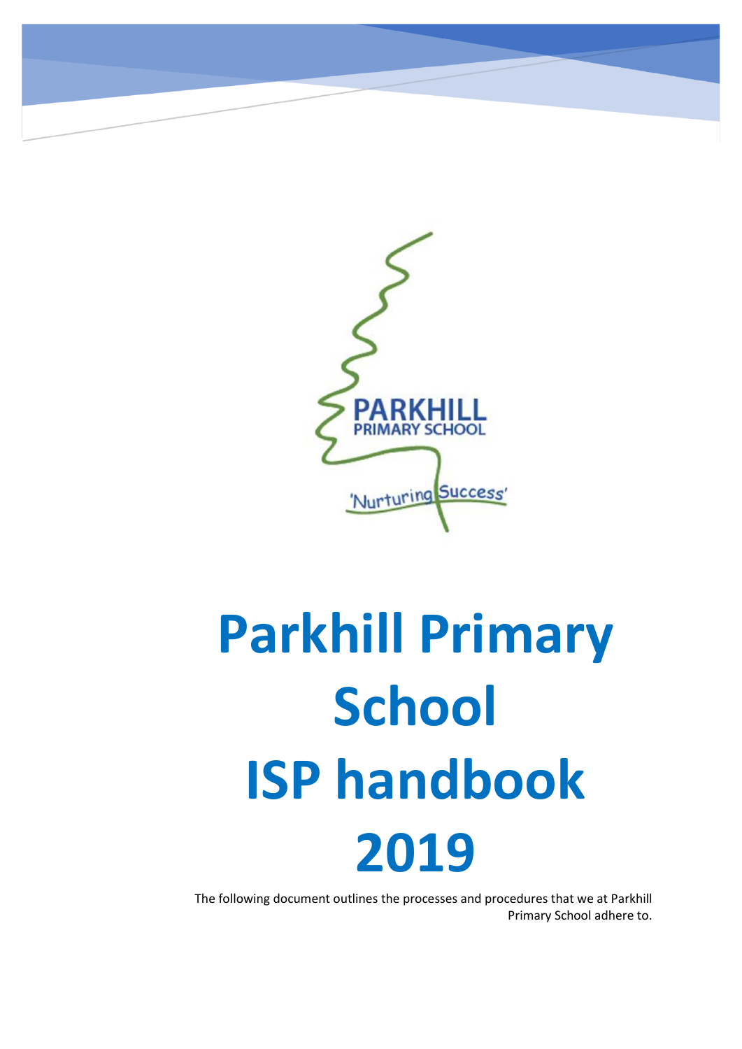PARKHILL
PRIMARY SCHOOL

'Nurturing Success'

# Parkhill Primary School ISP handbook 2019

The following document outlines the processes and procedures that we at Parkhill Primary School adhere to.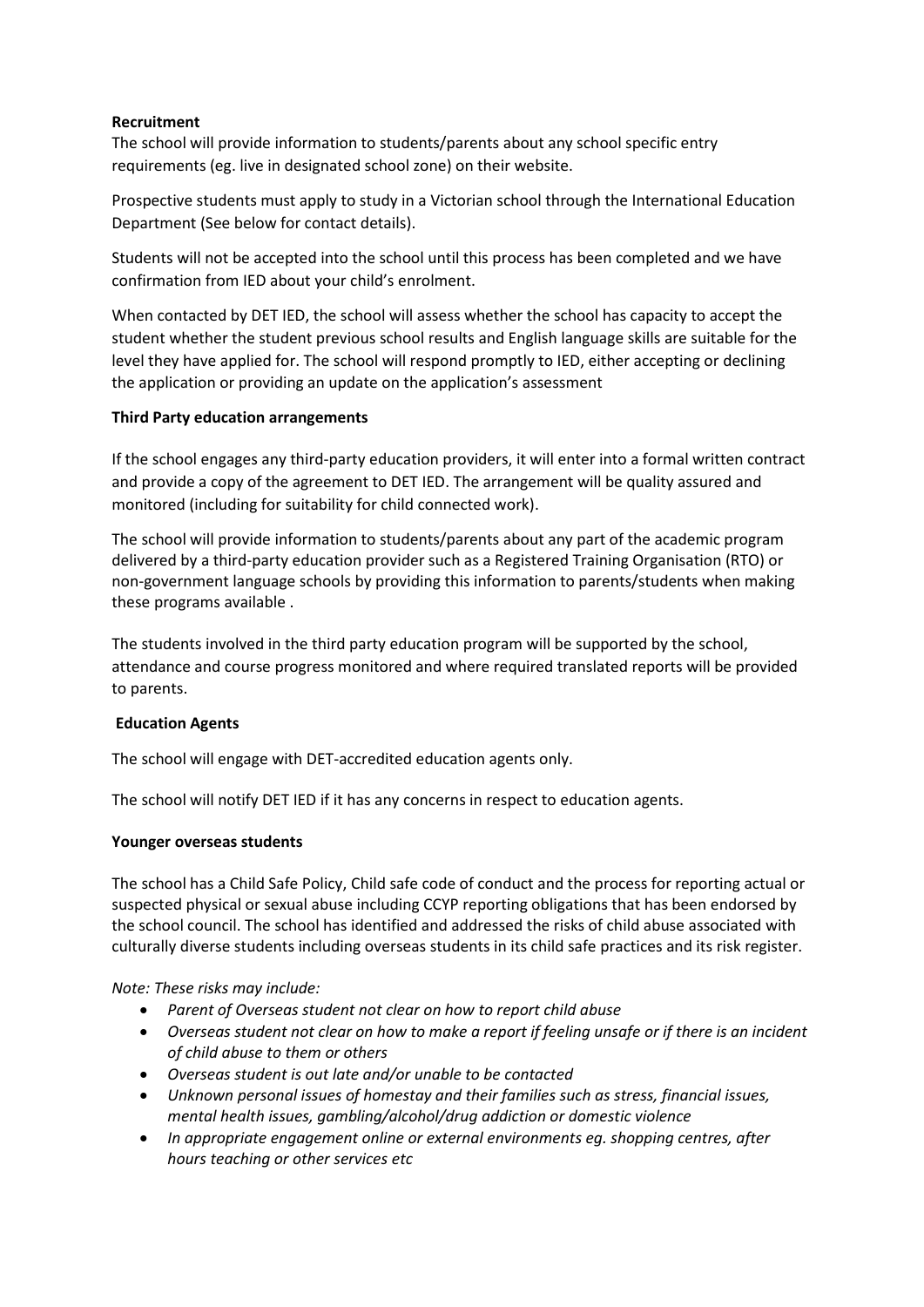**Recruitment**

The school will provide information to students/parents about any school specific entry requirements (eg. live in designated school zone) on their website.

Prospective students must apply to study in a Victorian school through the International Education Department (See below for contact details).

Students will not be accepted into the school until this process has been completed and we have confirmation from IED about your child's enrolment.

When contacted by DET IED, the school will assess whether the school has capacity to accept the student whether the student previous school results and English language skills are suitable for the level they have applied for. The school will respond promptly to IED, either accepting or declining the application or providing an update on the application's assessment

**Third Party education arrangements**

If the school engages any third-party education providers, it will enter into a formal written contract and provide a copy of the agreement to DET IED. The arrangement will be quality assured and monitored (including for suitability for child connected work).

The school will provide information to students/parents about any part of the academic program delivered by a third-party education provider such as a Registered Training Organisation (RTO) or non-government language schools by providing this information to parents/students when making these programs available .

The students involved in the third party education program will be supported by the school, attendance and course progress monitored and where required translated reports will be provided to parents.

**Education Agents**

The school will engage with DET-accredited education agents only.

The school will notify DET IED if it has any concerns in respect to education agents.

**Younger overseas students**

The school has a Child Safe Policy, Child safe code of conduct and the process for reporting actual or suspected physical or sexual abuse including CCYP reporting obligations that has been endorsed by the school council. The school has identified and addressed the risks of child abuse associated with culturally diverse students including overseas students in its child safe practices and its risk register.

*Note: These risks may include:*

- *Parent of Overseas student not clear on how to report child abuse*
- *Overseas student not clear on how to make a report if feeling unsafe or if there is an incident of child abuse to them or others*
- *Overseas student is out late and/or unable to be contacted*
- *Unknown personal issues of homestay and their families such as stress, financial issues, mental health issues, gambling/alcohol/drug addiction or domestic violence*
- *In appropriate engagement online or external environments eg. shopping centres, after hours teaching or other services etc*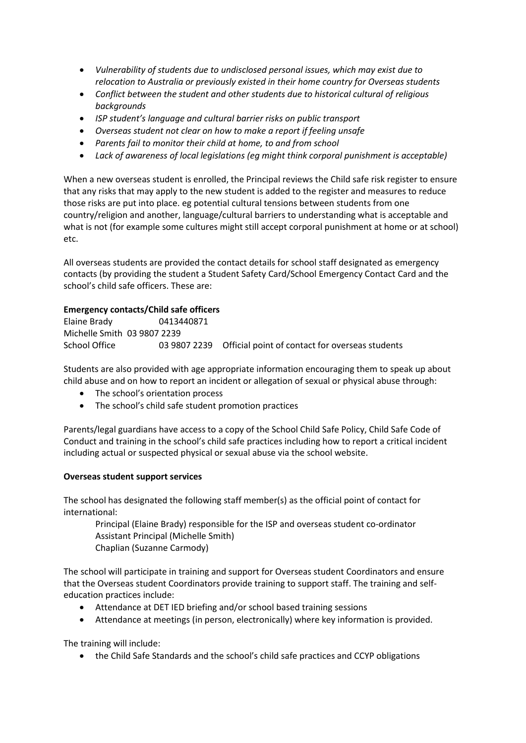- *Vulnerability of students due to undisclosed personal issues, which may exist due to relocation to Australia or previously existed in their home country for Overseas students*
- *Conflict between the student and other students due to historical cultural of religious backgrounds*
- *ISP student's language and cultural barrier risks on public transport*
- *Overseas student not clear on how to make a report if feeling unsafe*
- *Parents fail to monitor their child at home, to and from school*
- *Lack of awareness of local legislations (eg might think corporal punishment is acceptable)*

When a new overseas student is enrolled, the Principal reviews the Child safe risk register to ensure that any risks that may apply to the new student is added to the register and measures to reduce those risks are put into place. eg potential cultural tensions between students from one country/religion and another, language/cultural barriers to understanding what is acceptable and what is not (for example some cultures might still accept corporal punishment at home or at school) etc.

All overseas students are provided the contact details for school staff designated as emergency contacts (by providing the student a Student Safety Card/School Emergency Contact Card and the school's child safe officers. These are:

**Emergency contacts/Child safe officers**

| | | |
|---|---|---|
| Elaine Brady | 0413440871 | |
| Michelle Smith | 03 9807 2239 | |
| School Office | 03 9807 2239 | Official point of contact for overseas students |

Students are also provided with age appropriate information encouraging them to speak up about child abuse and on how to report an incident or allegation of sexual or physical abuse through:

- The school's orientation process
- The school's child safe student promotion practices

Parents/legal guardians have access to a copy of the School Child Safe Policy, Child Safe Code of Conduct and training in the school's child safe practices including how to report a critical incident including actual or suspected physical or sexual abuse via the school website.

**Overseas student support services**

The school has designated the following staff member(s) as the official point of contact for international:

Principal (Elaine Brady) responsible for the ISP and overseas student co-ordinator
Assistant Principal (Michelle Smith)
Chaplian (Suzanne Carmody)

The school will participate in training and support for Overseas student Coordinators and ensure that the Overseas student Coordinators provide training to support staff. The training and self-education practices include:

- Attendance at DET IED briefing and/or school based training sessions
- Attendance at meetings (in person, electronically) where key information is provided.

The training will include:

- the Child Safe Standards and the school's child safe practices and CCYP obligations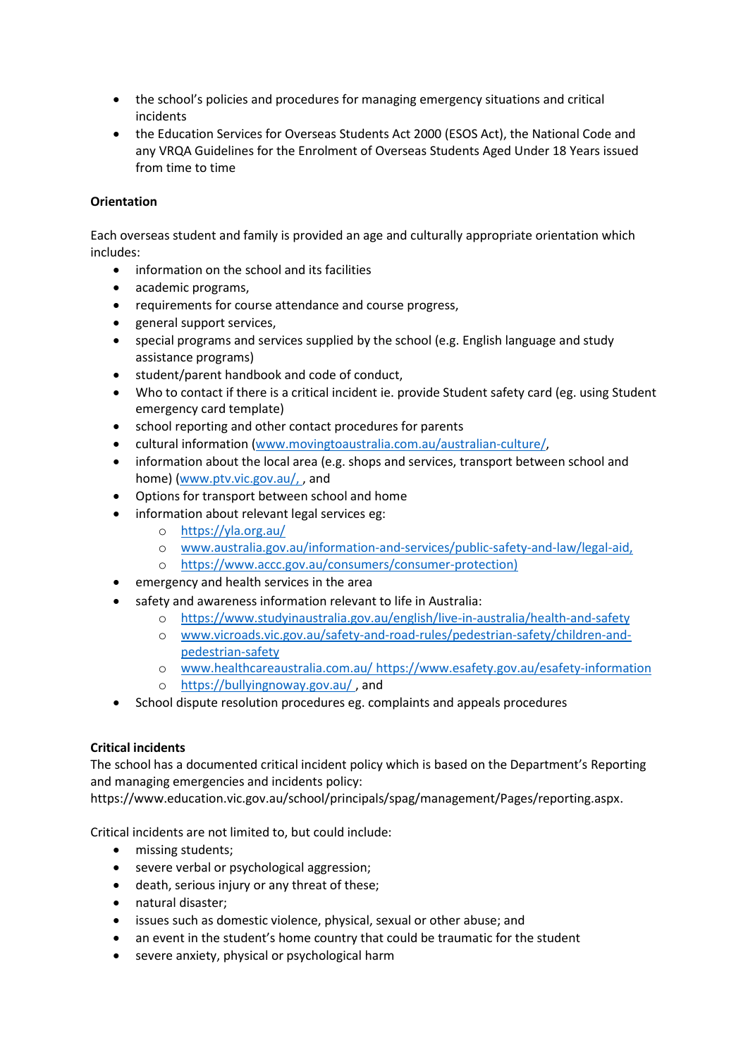- the school's policies and procedures for managing emergency situations and critical incidents
- the Education Services for Overseas Students Act 2000 (ESOS Act), the National Code and any VRQA Guidelines for the Enrolment of Overseas Students Aged Under 18 Years issued from time to time

**Orientation**

Each overseas student and family is provided an age and culturally appropriate orientation which includes:

- information on the school and its facilities
- academic programs,
- requirements for course attendance and course progress,
- general support services,
- special programs and services supplied by the school (e.g. English language and study assistance programs)
- student/parent handbook and code of conduct,
- Who to contact if there is a critical incident ie. provide Student safety card (eg. using Student emergency card template)
- school reporting and other contact procedures for parents
- cultural information (www.movingtoaustralia.com.au/australian-culture/,
- information about the local area (e.g. shops and services, transport between school and home) (www.ptv.vic.gov.au/, , and
- Options for transport between school and home
- information about relevant legal services eg:
  - https://yla.org.au/
  - www.australia.gov.au/information-and-services/public-safety-and-law/legal-aid,
  - https://www.accc.gov.au/consumers/consumer-protection)
- emergency and health services in the area
- safety and awareness information relevant to life in Australia:
  - https://www.studyinaustralia.gov.au/english/live-in-australia/health-and-safety
  - www.vicroads.vic.gov.au/safety-and-road-rules/pedestrian-safety/children-and-pedestrian-safety
  - www.healthcareaustralia.com.au/ https://www.esafety.gov.au/esafety-information
  - https://bullyingnoway.gov.au/ , and
- School dispute resolution procedures eg. complaints and appeals procedures

**Critical incidents**

The school has a documented critical incident policy which is based on the Department's Reporting and managing emergencies and incidents policy: https://www.education.vic.gov.au/school/principals/spag/management/Pages/reporting.aspx.

Critical incidents are not limited to, but could include:

- missing students;
- severe verbal or psychological aggression;
- death, serious injury or any threat of these;
- natural disaster;
- issues such as domestic violence, physical, sexual or other abuse; and
- an event in the student's home country that could be traumatic for the student
- severe anxiety, physical or psychological harm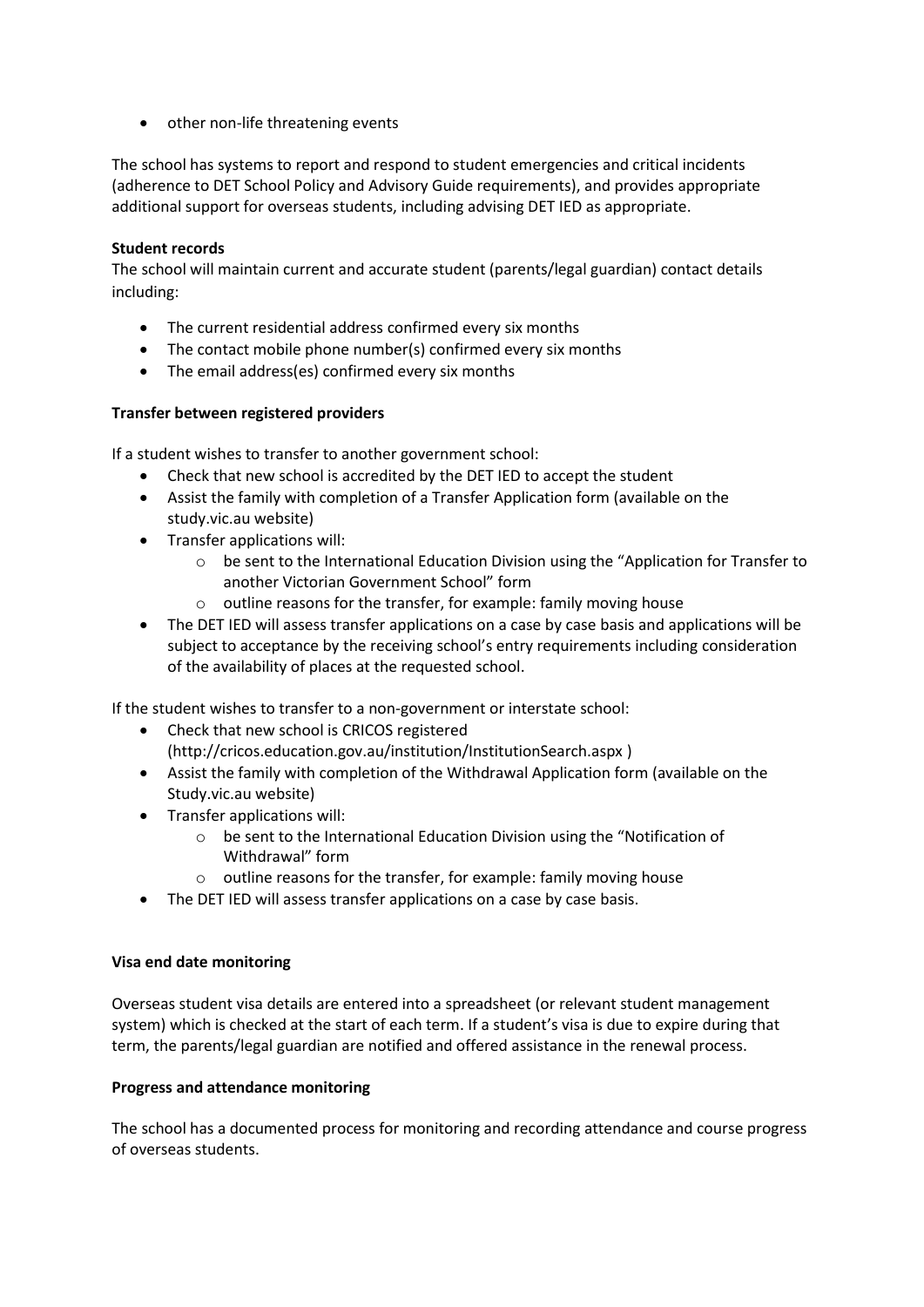- other non-life threatening events

The school has systems to report and respond to student emergencies and critical incidents (adherence to DET School Policy and Advisory Guide requirements), and provides appropriate additional support for overseas students, including advising DET IED as appropriate.

**Student records**

The school will maintain current and accurate student (parents/legal guardian) contact details including:

- The current residential address confirmed every six months
- The contact mobile phone number(s) confirmed every six months
- The email address(es) confirmed every six months

**Transfer between registered providers**

If a student wishes to transfer to another government school:

- Check that new school is accredited by the DET IED to accept the student
- Assist the family with completion of a Transfer Application form (available on the study.vic.au website)
- Transfer applications will:
  - be sent to the International Education Division using the "Application for Transfer to another Victorian Government School" form
  - outline reasons for the transfer, for example: family moving house
- The DET IED will assess transfer applications on a case by case basis and applications will be subject to acceptance by the receiving school's entry requirements including consideration of the availability of places at the requested school.

If the student wishes to transfer to a non-government or interstate school:

- Check that new school is CRICOS registered (http://cricos.education.gov.au/institution/InstitutionSearch.aspx )
- Assist the family with completion of the Withdrawal Application form (available on the Study.vic.au website)
- Transfer applications will:
  - be sent to the International Education Division using the "Notification of Withdrawal" form
  - outline reasons for the transfer, for example: family moving house
- The DET IED will assess transfer applications on a case by case basis.

**Visa end date monitoring**

Overseas student visa details are entered into a spreadsheet (or relevant student management system) which is checked at the start of each term. If a student's visa is due to expire during that term, the parents/legal guardian are notified and offered assistance in the renewal process.

**Progress and attendance monitoring**

The school has a documented process for monitoring and recording attendance and course progress of overseas students.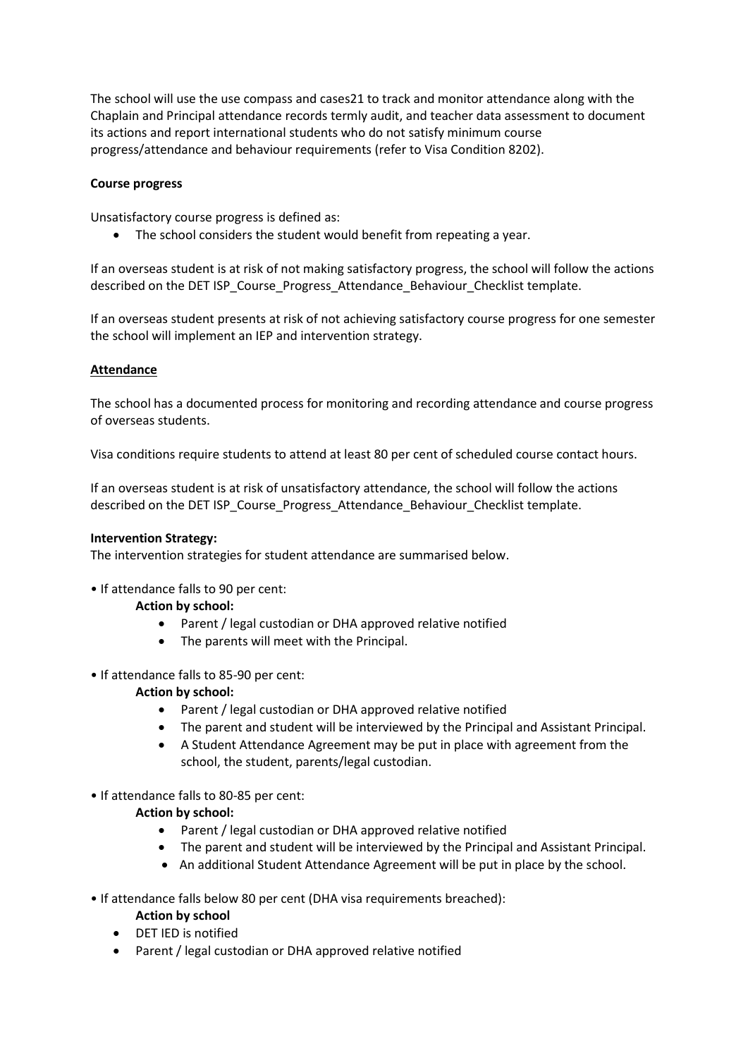The school will use the use compass and cases21 to track and monitor attendance along with the Chaplain and Principal attendance records termly audit, and teacher data assessment to document its actions and report international students who do not satisfy minimum course progress/attendance and behaviour requirements (refer to Visa Condition 8202).

**Course progress**

Unsatisfactory course progress is defined as:

- The school considers the student would benefit from repeating a year.

If an overseas student is at risk of not making satisfactory progress, the school will follow the actions described on the DET ISP_Course_Progress_Attendance_Behaviour_Checklist template.

If an overseas student presents at risk of not achieving satisfactory course progress for one semester the school will implement an IEP and intervention strategy.

**Attendance**

The school has a documented process for monitoring and recording attendance and course progress of overseas students.

Visa conditions require students to attend at least 80 per cent of scheduled course contact hours.

If an overseas student is at risk of unsatisfactory attendance, the school will follow the actions described on the DET ISP_Course_Progress_Attendance_Behaviour_Checklist template.

**Intervention Strategy:**
The intervention strategies for student attendance are summarised below.

• If attendance falls to 90 per cent:

**Action by school:**

- Parent / legal custodian or DHA approved relative notified
- The parents will meet with the Principal.

• If attendance falls to 85-90 per cent:

**Action by school:**

- Parent / legal custodian or DHA approved relative notified
- The parent and student will be interviewed by the Principal and Assistant Principal.
- A Student Attendance Agreement may be put in place with agreement from the school, the student, parents/legal custodian.

• If attendance falls to 80-85 per cent:

**Action by school:**

- Parent / legal custodian or DHA approved relative notified
- The parent and student will be interviewed by the Principal and Assistant Principal.
- An additional Student Attendance Agreement will be put in place by the school.

• If attendance falls below 80 per cent (DHA visa requirements breached):

**Action by school**

- DET IED is notified
- Parent / legal custodian or DHA approved relative notified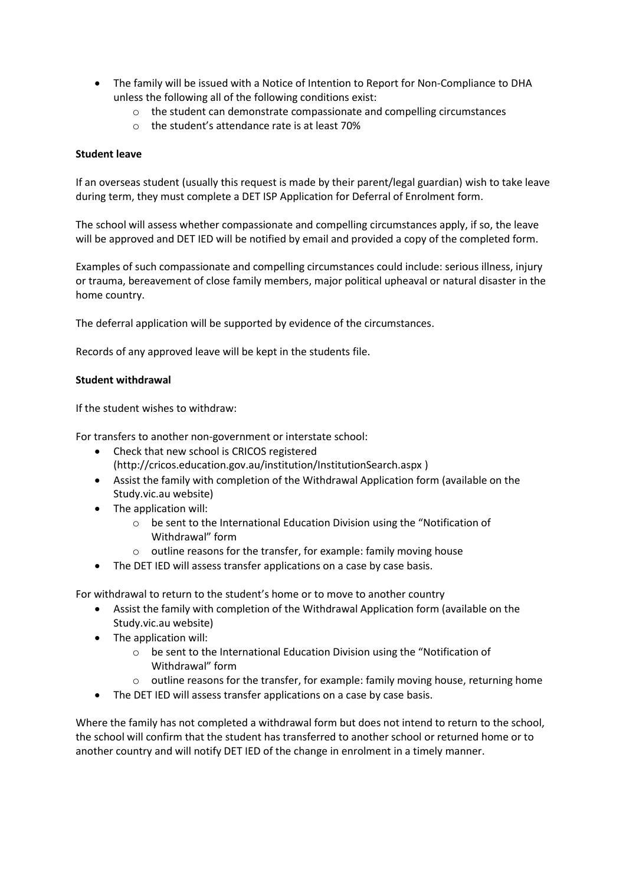- The family will be issued with a Notice of Intention to Report for Non-Compliance to DHA unless the following all of the following conditions exist:
    - the student can demonstrate compassionate and compelling circumstances
    - the student's attendance rate is at least 70%

**Student leave**

If an overseas student (usually this request is made by their parent/legal guardian) wish to take leave during term, they must complete a DET ISP Application for Deferral of Enrolment form.

The school will assess whether compassionate and compelling circumstances apply, if so, the leave will be approved and DET IED will be notified by email and provided a copy of the completed form.

Examples of such compassionate and compelling circumstances could include: serious illness, injury or trauma, bereavement of close family members, major political upheaval or natural disaster in the home country.

The deferral application will be supported by evidence of the circumstances.

Records of any approved leave will be kept in the students file.

**Student withdrawal**

If the student wishes to withdraw:

For transfers to another non-government or interstate school:

- Check that new school is CRICOS registered (http://cricos.education.gov.au/institution/InstitutionSearch.aspx )
- Assist the family with completion of the Withdrawal Application form (available on the Study.vic.au website)
- The application will:
    - be sent to the International Education Division using the "Notification of Withdrawal" form
    - outline reasons for the transfer, for example: family moving house
- The DET IED will assess transfer applications on a case by case basis.

For withdrawal to return to the student's home or to move to another country

- Assist the family with completion of the Withdrawal Application form (available on the Study.vic.au website)
- The application will:
    - be sent to the International Education Division using the "Notification of Withdrawal" form
    - outline reasons for the transfer, for example: family moving house, returning home
- The DET IED will assess transfer applications on a case by case basis.

Where the family has not completed a withdrawal form but does not intend to return to the school, the school will confirm that the student has transferred to another school or returned home or to another country and will notify DET IED of the change in enrolment in a timely manner.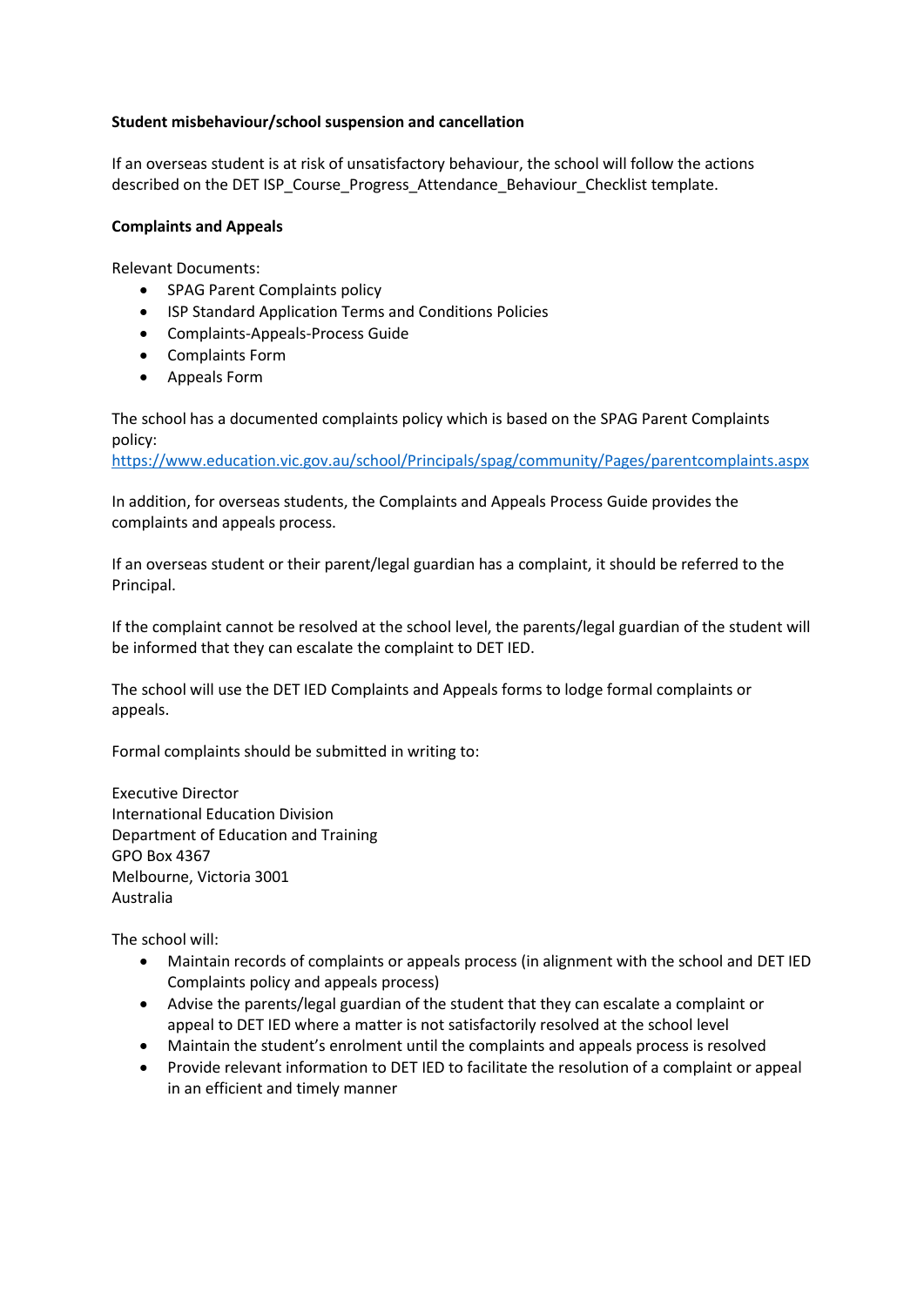**Student misbehaviour/school suspension and cancellation**

If an overseas student is at risk of unsatisfactory behaviour, the school will follow the actions described on the DET ISP_Course_Progress_Attendance_Behaviour_Checklist template.

**Complaints and Appeals**

Relevant Documents:

- SPAG Parent Complaints policy
- ISP Standard Application Terms and Conditions Policies
- Complaints-Appeals-Process Guide
- Complaints Form
- Appeals Form

The school has a documented complaints policy which is based on the SPAG Parent Complaints policy:
https://www.education.vic.gov.au/school/Principals/spag/community/Pages/parentcomplaints.aspx

In addition, for overseas students, the Complaints and Appeals Process Guide provides the complaints and appeals process.

If an overseas student or their parent/legal guardian has a complaint, it should be referred to the Principal.

If the complaint cannot be resolved at the school level, the parents/legal guardian of the student will be informed that they can escalate the complaint to DET IED.

The school will use the DET IED Complaints and Appeals forms to lodge formal complaints or appeals.

Formal complaints should be submitted in writing to:

Executive Director
International Education Division
Department of Education and Training
GPO Box 4367
Melbourne, Victoria 3001
Australia

The school will:

- Maintain records of complaints or appeals process (in alignment with the school and DET IED Complaints policy and appeals process)
- Advise the parents/legal guardian of the student that they can escalate a complaint or appeal to DET IED where a matter is not satisfactorily resolved at the school level
- Maintain the student's enrolment until the complaints and appeals process is resolved
- Provide relevant information to DET IED to facilitate the resolution of a complaint or appeal in an efficient and timely manner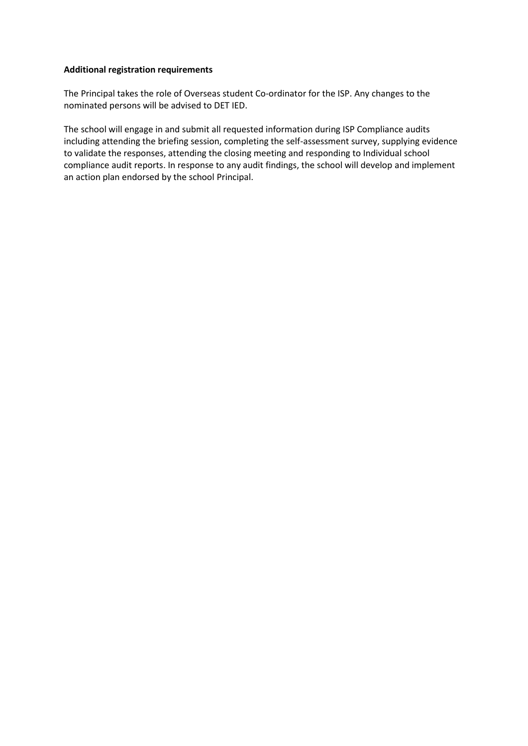**Additional registration requirements**

The Principal takes the role of Overseas student Co-ordinator for the ISP. Any changes to the nominated persons will be advised to DET IED.

The school will engage in and submit all requested information during ISP Compliance audits including attending the briefing session, completing the self-assessment survey, supplying evidence to validate the responses, attending the closing meeting and responding to Individual school compliance audit reports. In response to any audit findings, the school will develop and implement an action plan endorsed by the school Principal.